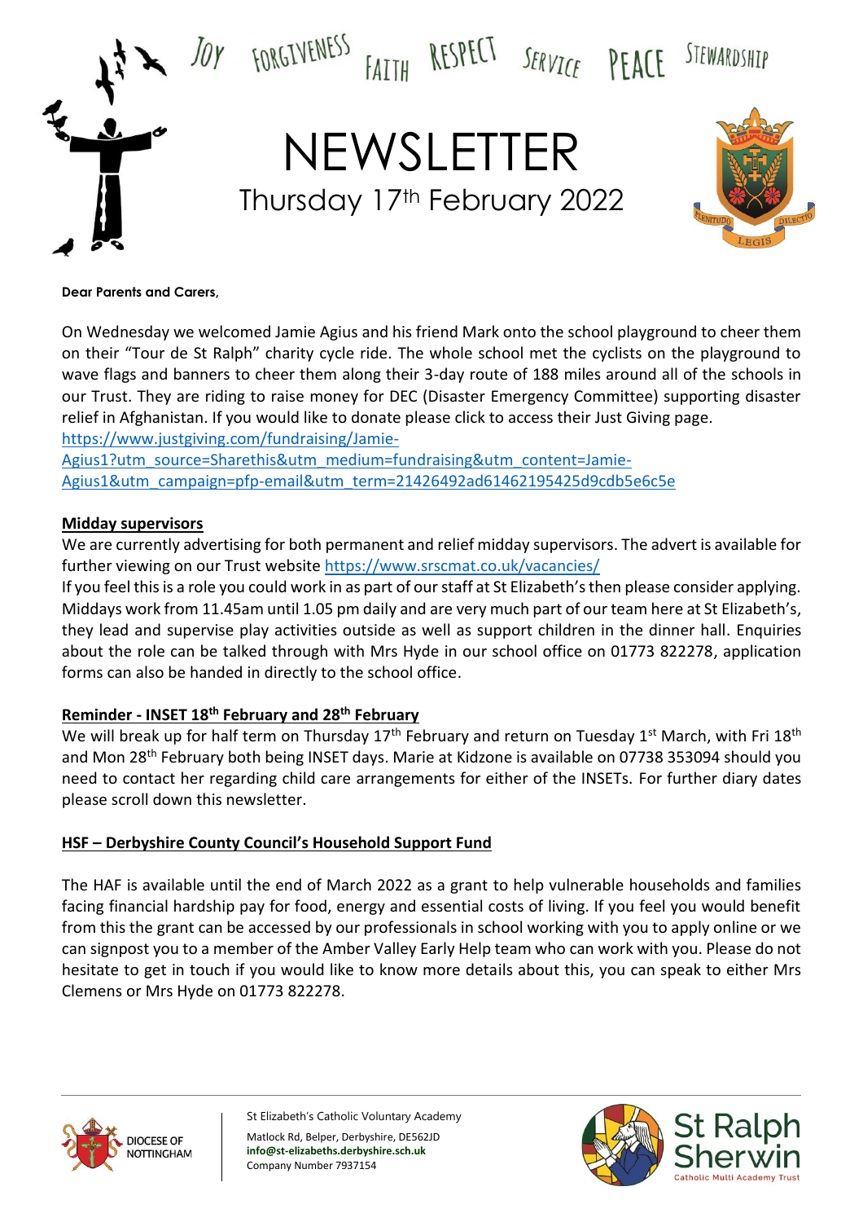JOY FORGIVENESS FAITH RESPECT SERVICE PEACE STEWARDSHIP

# NEWSLETTER

Thursday 17th February 2022

**Dear Parents and Carers,**

On Wednesday we welcomed Jamie Agius and his friend Mark onto the school playground to cheer them on their "Tour de St Ralph" charity cycle ride. The whole school met the cyclists on the playground to wave flags and banners to cheer them along their 3-day route of 188 miles around all of the schools in our Trust. They are riding to raise money for DEC (Disaster Emergency Committee) supporting disaster relief in Afghanistan. If you would like to donate please click to access their Just Giving page. https://www.justgiving.com/fundraising/Jamie-Agius1?utm_source=Sharethis&utm_medium=fundraising&utm_content=Jamie-Agius1&utm_campaign=pfp-email&utm_term=21426492ad61462195425d9cdb5e6c5e

## Midday supervisors

We are currently advertising for both permanent and relief midday supervisors. The advert is available for further viewing on our Trust website https://www.srscmat.co.uk/vacancies/

If you feel this is a role you could work in as part of our staff at St Elizabeth's then please consider applying. Middays work from 11.45am until 1.05 pm daily and are very much part of our team here at St Elizabeth's, they lead and supervise play activities outside as well as support children in the dinner hall. Enquiries about the role can be talked through with Mrs Hyde in our school office on 01773 822278, application forms can also be handed in directly to the school office.

## Reminder - INSET 18th February and 28th February

We will break up for half term on Thursday 17th February and return on Tuesday 1st March, with Fri 18th and Mon 28th February both being INSET days. Marie at Kidzone is available on 07738 353094 should you need to contact her regarding child care arrangements for either of the INSETs. For further diary dates please scroll down this newsletter.

## HSF – Derbyshire County Council's Household Support Fund

The HAF is available until the end of March 2022 as a grant to help vulnerable households and families facing financial hardship pay for food, energy and essential costs of living. If you feel you would benefit from this the grant can be accessed by our professionals in school working with you to apply online or we can signpost you to a member of the Amber Valley Early Help team who can work with you. Please do not hesitate to get in touch if you would like to know more details about this, you can speak to either Mrs Clemens or Mrs Hyde on 01773 822278.

St Elizabeth's Catholic Voluntary Academy
Matlock Rd, Belper, Derbyshire, DE562JD
**info@st-elizabeths.derbyshire.sch.uk**
Company Number 7937154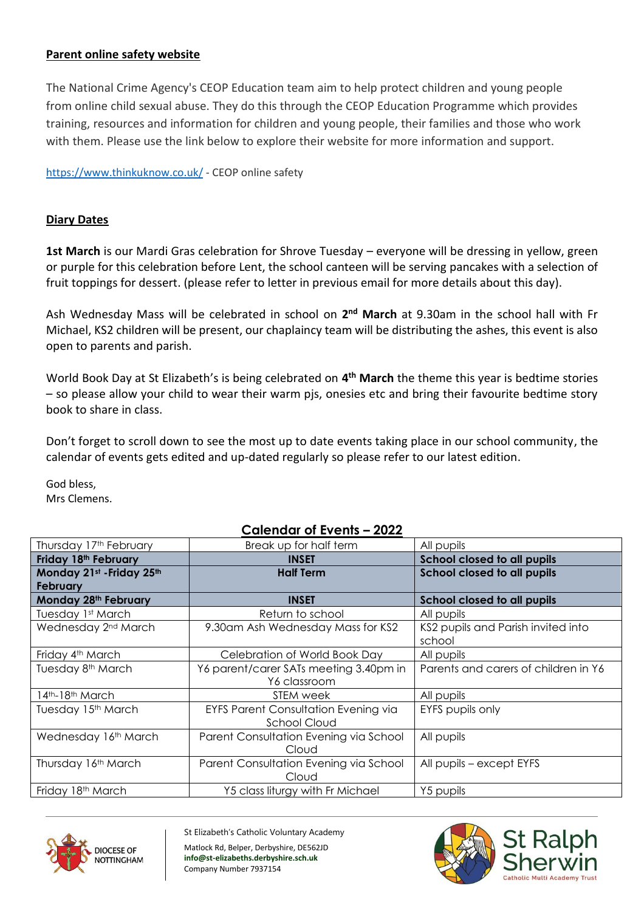**Parent online safety website**

The National Crime Agency's CEOP Education team aim to help protect children and young people from online child sexual abuse. They do this through the CEOP Education Programme which provides training, resources and information for children and young people, their families and those who work with them. Please use the link below to explore their website for more information and support.

https://www.thinkuknow.co.uk/ - CEOP online safety

**Diary Dates**

**1st March** is our Mardi Gras celebration for Shrove Tuesday – everyone will be dressing in yellow, green or purple for this celebration before Lent, the school canteen will be serving pancakes with a selection of fruit toppings for dessert. (please refer to letter in previous email for more details about this day).

Ash Wednesday Mass will be celebrated in school on **2nd March** at 9.30am in the school hall with Fr Michael, KS2 children will be present, our chaplaincy team will be distributing the ashes, this event is also open to parents and parish.

World Book Day at St Elizabeth's is being celebrated on **4th March** the theme this year is bedtime stories – so please allow your child to wear their warm pjs, onesies etc and bring their favourite bedtime story book to share in class.

Don't forget to scroll down to see the most up to date events taking place in our school community, the calendar of events gets edited and up-dated regularly so please refer to our latest edition.

God bless,
Mrs Clemens.

## Calendar of Events – 2022

| | | |
|---|---|---|
| Thursday 17th February | Break up for half term | All pupils |
| **Friday 18th February** | **INSET** | **School closed to all pupils** |
| **Monday 21st -Friday 25th February** | **Half Term** | **School closed to all pupils** |
| **Monday 28th February** | **INSET** | **School closed to all pupils** |
| Tuesday 1st March | Return to school | All pupils |
| Wednesday 2nd March | 9.30am Ash Wednesday Mass for KS2 | KS2 pupils and Parish invited into school |
| Friday 4th March | Celebration of World Book Day | All pupils |
| Tuesday 8th March | Y6 parent/carer SATs meeting 3.40pm in Y6 classroom | Parents and carers of children in Y6 |
| 14th-18th March | STEM week | All pupils |
| Tuesday 15th March | EYFS Parent Consultation Evening via School Cloud | EYFS pupils only |
| Wednesday 16th March | Parent Consultation Evening via School Cloud | All pupils |
| Thursday 16th March | Parent Consultation Evening via School Cloud | All pupils – except EYFS |
| Friday 18th March | Y5 class liturgy with Fr Michael | Y5 pupils |

St Elizabeth's Catholic Voluntary Academy
Matlock Rd, Belper, Derbyshire, DE562JD
info@st-elizabeths.derbyshire.sch.uk
Company Number 7937154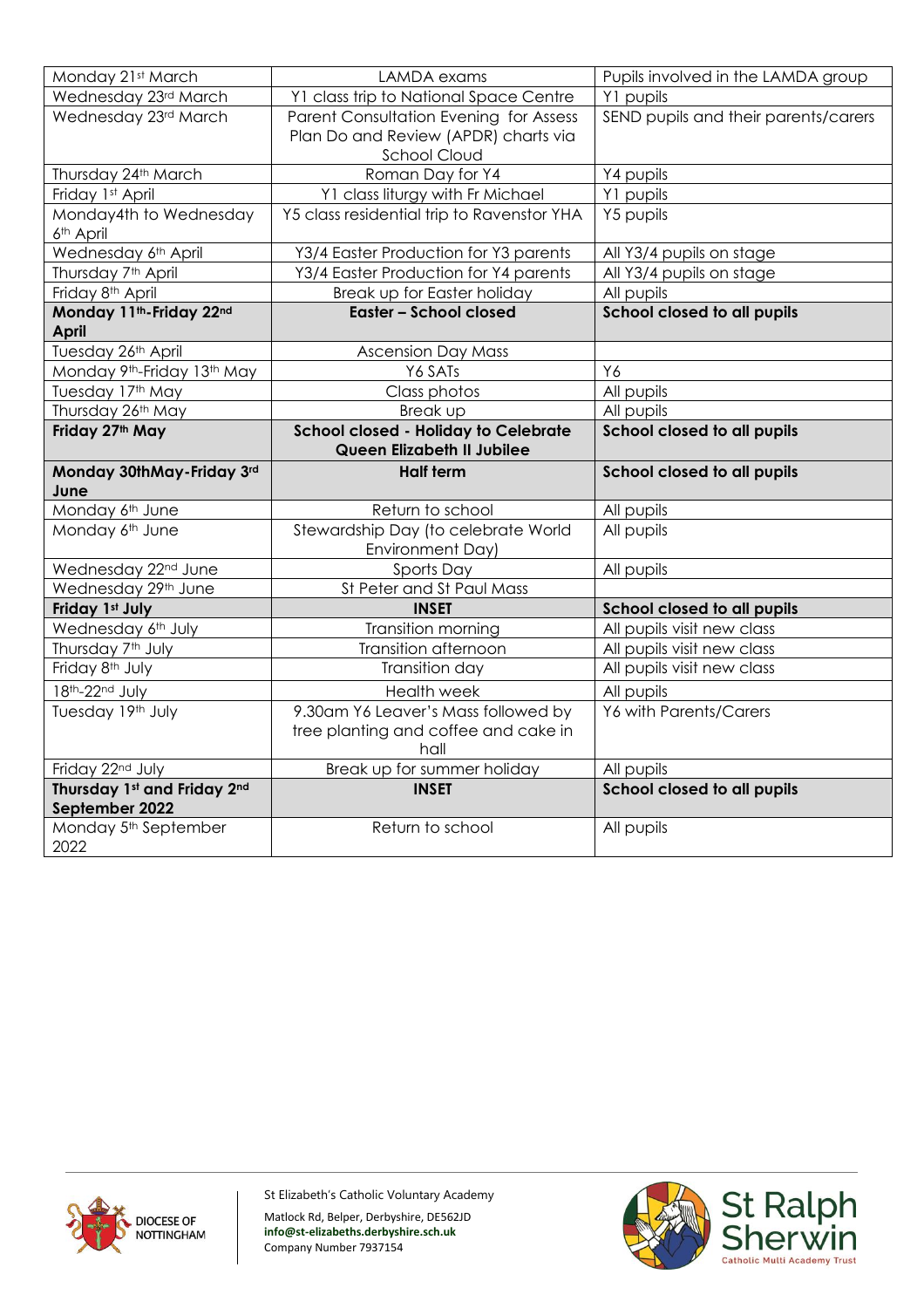| | | |
|---|---|---|
| Monday 21st March | LAMDA exams | Pupils involved in the LAMDA group |
| Wednesday 23rd March | Y1 class trip to National Space Centre | Y1 pupils |
| Wednesday 23rd March | Parent Consultation Evening for Assess Plan Do and Review (APDR) charts via School Cloud | SEND pupils and their parents/carers |
| Thursday 24th March | Roman Day for Y4 | Y4 pupils |
| Friday 1st April | Y1 class liturgy with Fr Michael | Y1 pupils |
| Monday4th to Wednesday 6th April | Y5 class residential trip to Ravenstor YHA | Y5 pupils |
| Wednesday 6th April | Y3/4 Easter Production for Y3 parents | All Y3/4 pupils on stage |
| Thursday 7th April | Y3/4 Easter Production for Y4 parents | All Y3/4 pupils on stage |
| Friday 8th April | Break up for Easter holiday | All pupils |
| **Monday 11th-Friday 22nd April** | **Easter – School closed** | **School closed to all pupils** |
| Tuesday 26th April | Ascension Day Mass | |
| Monday 9th-Friday 13th May | Y6 SATs | Y6 |
| Tuesday 17th May | Class photos | All pupils |
| Thursday 26th May | Break up | All pupils |
| **Friday 27th May** | **School closed - Holiday to Celebrate Queen Elizabeth II Jubilee** | **School closed to all pupils** |
| **Monday 30thMay-Friday 3rd June** | **Half term** | **School closed to all pupils** |
| Monday 6th June | Return to school | All pupils |
| Monday 6th June | Stewardship Day (to celebrate World Environment Day) | All pupils |
| Wednesday 22nd June | Sports Day | All pupils |
| Wednesday 29th June | St Peter and St Paul Mass | |
| **Friday 1st July** | **INSET** | **School closed to all pupils** |
| Wednesday 6th July | Transition morning | All pupils visit new class |
| Thursday 7th July | Transition afternoon | All pupils visit new class |
| Friday 8th July | Transition day | All pupils visit new class |
| 18th-22nd July | Health week | All pupils |
| Tuesday 19th July | 9.30am Y6 Leaver's Mass followed by tree planting and coffee and cake in hall | Y6 with Parents/Carers |
| Friday 22nd July | Break up for summer holiday | All pupils |
| **Thursday 1st and Friday 2nd September 2022** | **INSET** | **School closed to all pupils** |
| Monday 5th September 2022 | Return to school | All pupils |